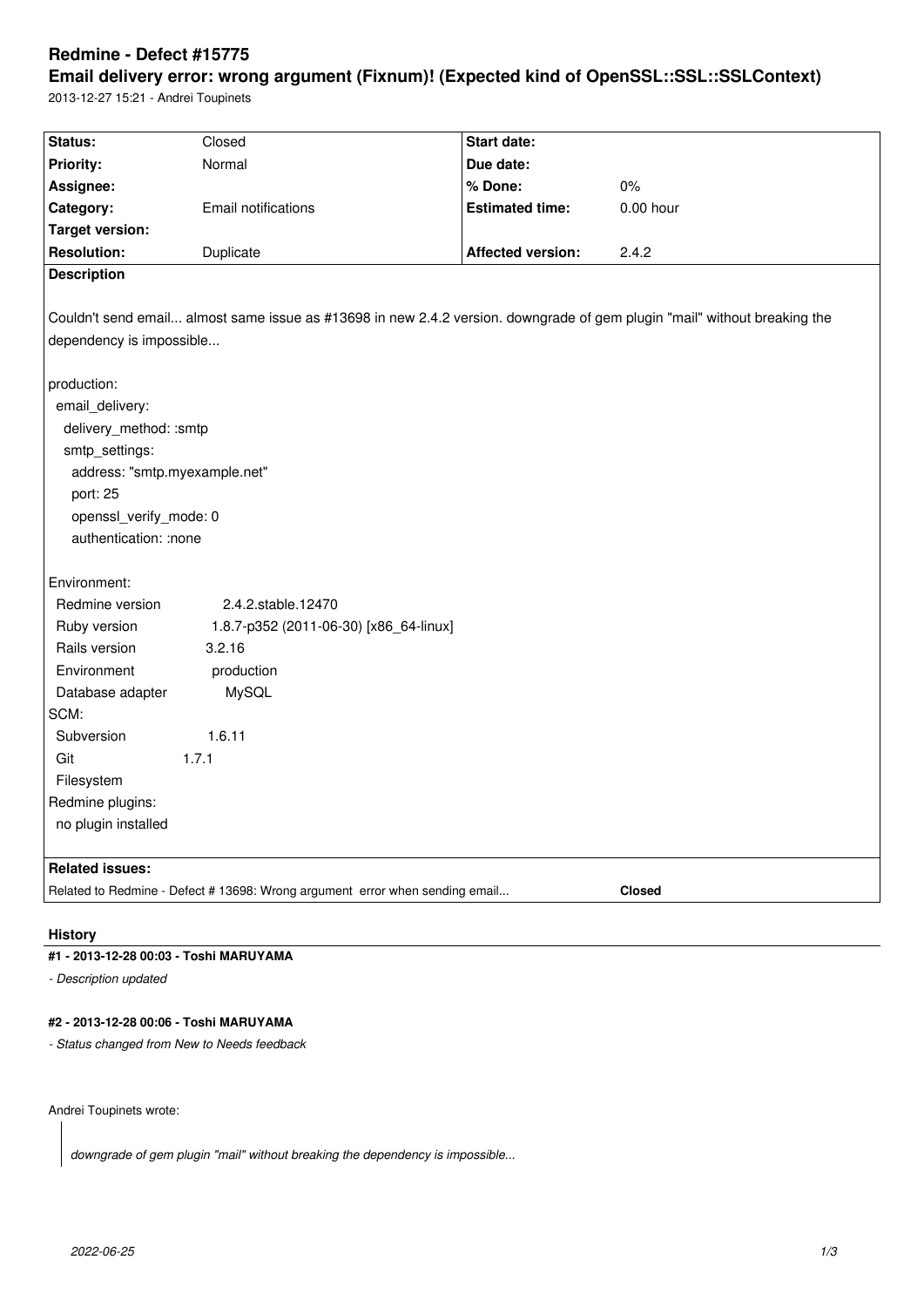# Redmine - Defect #15775

## Email delivery error: wrong argument (Fixnum)! (Expected kind of OpenSSL::SSL::SSLContext)

2013-12-27 15:21 - Andrei Toupinets

| Status: | Closed | Start date: | |
|---|---|---|---|
| Priority: | Normal | Due date: | |
| Assignee: | | % Done: | 0% |
| Category: | Email notifications | Estimated time: | 0.00 hour |
| Target version: | | | |
| Resolution: | Duplicate | Affected version: | 2.4.2 |

**Description**

Couldn't send email... almost same issue as #13698 in new 2.4.2 version. downgrade of gem plugin "mail" without breaking the dependency is impossible...

```
production:
  email_delivery:
    delivery_method: :smtp
    smtp_settings:
      address: "smtp.myexample.net"
      port: 25
      openssl_verify_mode: 0
      authentication: :none
```

```
Environment:
  Redmine version          2.4.2.stable.12470
  Ruby version             1.8.7-p352 (2011-06-30) [x86_64-linux]
  Rails version            3.2.16
  Environment              production
  Database adapter         MySQL
SCM:
  Subversion               1.6.11
  Git                      1.7.1
  Filesystem
Redmine plugins:
  no plugin installed
```

**Related issues:**

| | |
|---|---|
| Related to Redmine - Defect # 13698: Wrong argument error when sending email... | **Closed** |

## History

### #1 - 2013-12-28 00:03 - Toshi MARUYAMA

*- Description updated*

### #2 - 2013-12-28 00:06 - Toshi MARUYAMA

*- Status changed from New to Needs feedback*

Andrei Toupinets wrote:

> *downgrade of gem plugin "mail" without breaking the dependency is impossible...*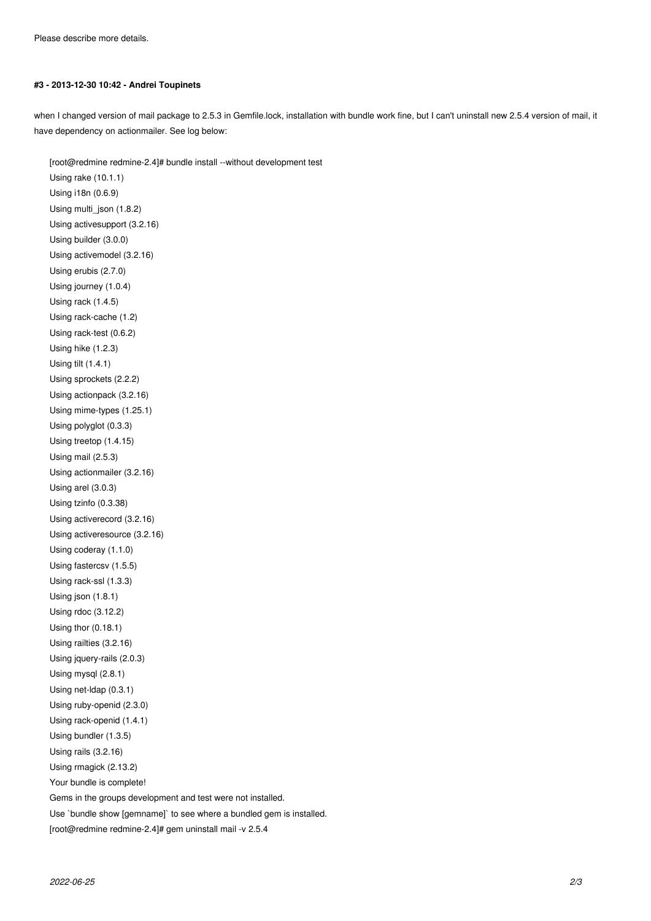Please describe more details.

#### #3 - 2013-12-30 10:42 - Andrei Toupinets

when I changed version of mail package to 2.5.3 in Gemfile.lock, installation with bundle work fine, but I can't uninstall new 2.5.4 version of mail, it have dependency on actionmailer. See log below:

```
[root@redmine redmine-2.4]# bundle install --without development test
Using rake (10.1.1)
Using i18n (0.6.9)
Using multi_json (1.8.2)
Using activesupport (3.2.16)
Using builder (3.0.0)
Using activemodel (3.2.16)
Using erubis (2.7.0)
Using journey (1.0.4)
Using rack (1.4.5)
Using rack-cache (1.2)
Using rack-test (0.6.2)
Using hike (1.2.3)
Using tilt (1.4.1)
Using sprockets (2.2.2)
Using actionpack (3.2.16)
Using mime-types (1.25.1)
Using polyglot (0.3.3)
Using treetop (1.4.15)
Using mail (2.5.3)
Using actionmailer (3.2.16)
Using arel (3.0.3)
Using tzinfo (0.3.38)
Using activerecord (3.2.16)
Using activeresource (3.2.16)
Using coderay (1.1.0)
Using fastercsv (1.5.5)
Using rack-ssl (1.3.3)
Using json (1.8.1)
Using rdoc (3.12.2)
Using thor (0.18.1)
Using railties (3.2.16)
Using jquery-rails (2.0.3)
Using mysql (2.8.1)
Using net-ldap (0.3.1)
Using ruby-openid (2.3.0)
Using rack-openid (1.4.1)
Using bundler (1.3.5)
Using rails (3.2.16)
Using rmagick (2.13.2)
Your bundle is complete!
Gems in the groups development and test were not installed.
Use `bundle show [gemname]` to see where a bundled gem is installed.
[root@redmine redmine-2.4]# gem uninstall mail -v 2.5.4
```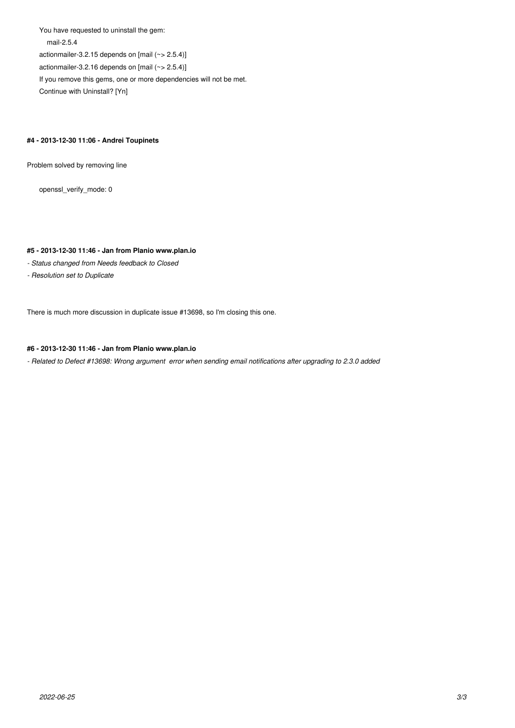```
You have requested to uninstall the gem:
  mail-2.5.4
actionmailer-3.2.15 depends on [mail (~> 2.5.4)]
actionmailer-3.2.16 depends on [mail (~> 2.5.4)]
If you remove this gems, one or more dependencies will not be met.
Continue with Uninstall? [Yn]
```

#### #4 - 2013-12-30 11:06 - Andrei Toupinets

Problem solved by removing line

```
openssl_verify_mode: 0
```

#### #5 - 2013-12-30 11:46 - Jan from Planio www.plan.io

- *Status changed from Needs feedback to Closed*
- *Resolution set to Duplicate*

There is much more discussion in duplicate issue #13698, so I'm closing this one.

#### #6 - 2013-12-30 11:46 - Jan from Planio www.plan.io

- *Related to Defect #13698: Wrong argument error when sending email notifications after upgrading to 2.3.0 added*